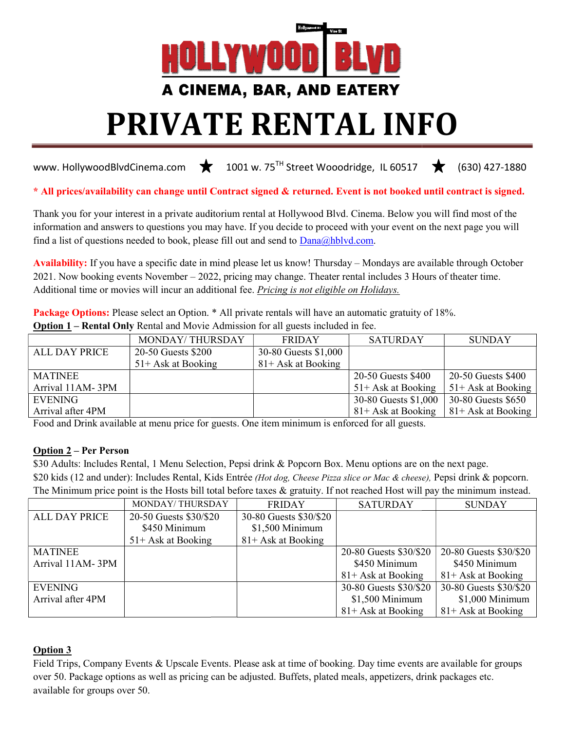# HOLLYWOOD BLVD

## A CINEMA, BAR, AND EATERY

# PRIVATE RENTAL INFO

www. HollywoodBlvdCinema.com ★ 1001 w. 75TH Street Wooodridge, IL 60517 ★ (630) 427-1880

**\* All prices/availability can change until Contract signed & returned. Event is not booked until contract is signed.**

Thank you for your interest in a private auditorium rental at Hollywood Blvd. Cinema. Below you will find most of the information and answers to questions you may have. If you decide to proceed with your event on the next page you will find a list of questions needed to book, please fill out and send to Dana@hblvd.com.

**Availability:** If you have a specific date in mind please let us know! Thursday – Mondays are available through October 2021. Now booking events November – 2022, pricing may change. Theater rental includes 3 Hours of theater time. Additional time or movies will incur an additional fee. *Pricing is not eligible on Holidays.*

**Package Options:** Please select an Option. * All private rentals will have an automatic gratuity of 18%.

**Option 1 – Rental Only** Rental and Movie Admission for all guests included in fee.

| | MONDAY/ THURSDAY | FRIDAY | SATURDAY | SUNDAY |
|---|---|---|---|---|
| ALL DAY PRICE | 20-50 Guests $200<br>51+ Ask at Booking | 30-80 Guests $1,000<br>81+ Ask at Booking | | |
| MATINEE<br>Arrival 11AM- 3PM | | | 20-50 Guests $400<br>51+ Ask at Booking | 20-50 Guests $400<br>51+ Ask at Booking |
| EVENING<br>Arrival after 4PM | | | 30-80 Guests $1,000<br>81+ Ask at Booking | 30-80 Guests $650<br>81+ Ask at Booking |

Food and Drink available at menu price for guests. One item minimum is enforced for all guests.

**Option 2 – Per Person**

$30 Adults: Includes Rental, 1 Menu Selection, Pepsi drink & Popcorn Box. Menu options are on the next page.

$20 kids (12 and under): Includes Rental, Kids Entrée *(Hot dog, Cheese Pizza slice or Mac & cheese),* Pepsi drink & popcorn.

The Minimum price point is the Hosts bill total before taxes & gratuity. If not reached Host will pay the minimum instead.

| | MONDAY/ THURSDAY | FRIDAY | SATURDAY | SUNDAY |
|---|---|---|---|---|
| ALL DAY PRICE | 20-50 Guests $30/$20<br>$450 Minimum<br>51+ Ask at Booking | 30-80 Guests $30/$20<br>$1,500 Minimum<br>81+ Ask at Booking | | |
| MATINEE<br>Arrival 11AM- 3PM | | | 20-80 Guests $30/$20<br>$450 Minimum<br>81+ Ask at Booking | 20-80 Guests $30/$20<br>$450 Minimum<br>81+ Ask at Booking |
| EVENING<br>Arrival after 4PM | | | 30-80 Guests $30/$20<br>$1,500 Minimum<br>81+ Ask at Booking | 30-80 Guests $30/$20<br>$1,000 Minimum<br>81+ Ask at Booking |

**Option 3**

Field Trips, Company Events & Upscale Events. Please ask at time of booking. Day time events are available for groups over 50. Package options as well as pricing can be adjusted. Buffets, plated meals, appetizers, drink packages etc. available for groups over 50.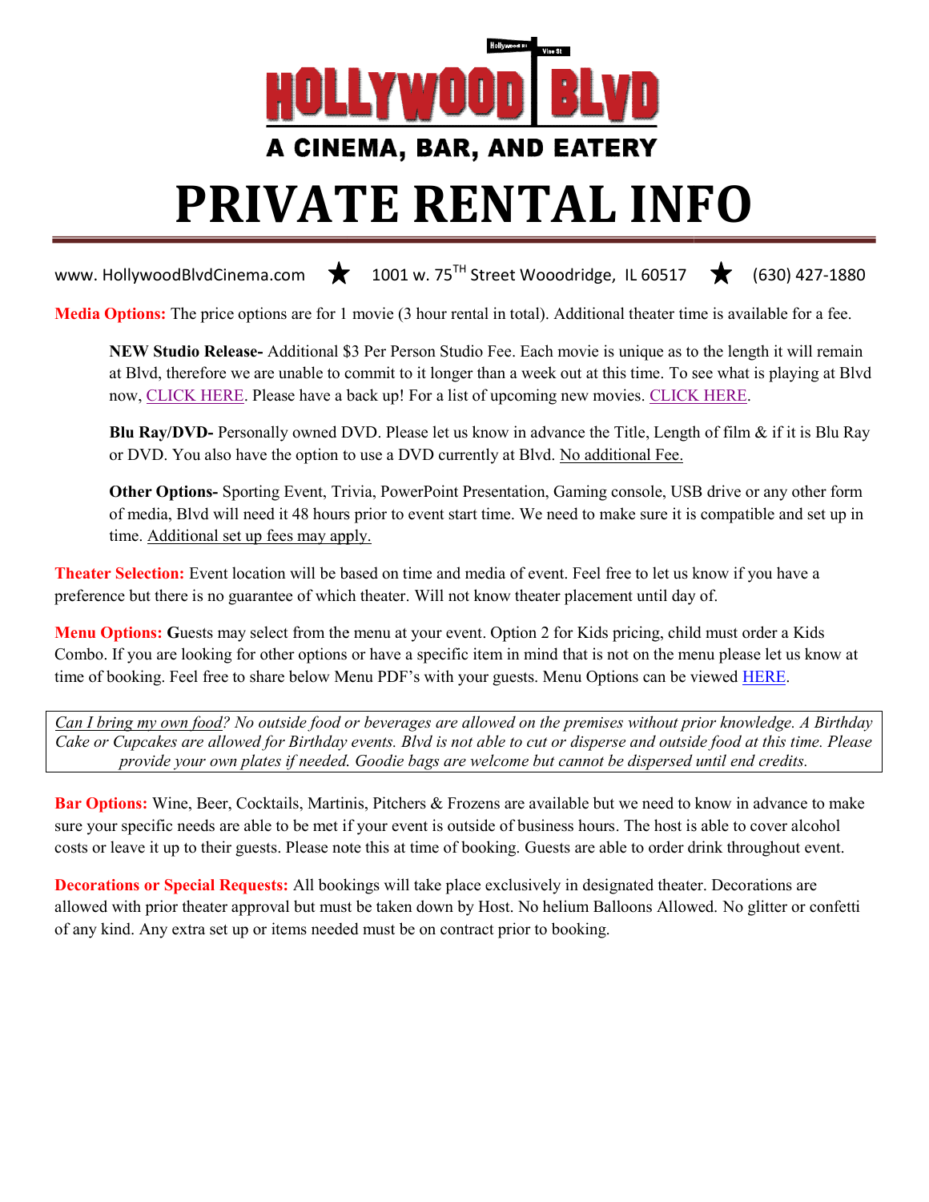# HOLLYWOOD BLVD

**A CINEMA, BAR, AND EATERY**

# PRIVATE RENTAL INFO

www. HollywoodBlvdCinema.com ★ 1001 w. 75TH Street Wooodridge, IL 60517 ★ (630) 427-1880

**Media Options:** The price options are for 1 movie (3 hour rental in total). Additional theater time is available for a fee.

> **NEW Studio Release-** Additional $3 Per Person Studio Fee. Each movie is unique as to the length it will remain at Blvd, therefore we are unable to commit to it longer than a week out at this time. To see what is playing at Blvd now, CLICK HERE. Please have a back up! For a list of upcoming new movies. CLICK HERE.
>
> **Blu Ray/DVD-** Personally owned DVD. Please let us know in advance the Title, Length of film & if it is Blu Ray or DVD. You also have the option to use a DVD currently at Blvd. No additional Fee.
>
> **Other Options-** Sporting Event, Trivia, PowerPoint Presentation, Gaming console, USB drive or any other form of media, Blvd will need it 48 hours prior to event start time. We need to make sure it is compatible and set up in time. Additional set up fees may apply.

**Theater Selection:** Event location will be based on time and media of event. Feel free to let us know if you have a preference but there is no guarantee of which theater. Will not know theater placement until day of.

**Menu Options:** **G**uests may select from the menu at your event. Option 2 for Kids pricing, child must order a Kids Combo. If you are looking for other options or have a specific item in mind that is not on the menu please let us know at time of booking. Feel free to share below Menu PDF's with your guests. Menu Options can be viewed HERE.

*Can I bring my own food? No outside food or beverages are allowed on the premises without prior knowledge. A Birthday Cake or Cupcakes are allowed for Birthday events. Blvd is not able to cut or disperse and outside food at this time. Please provide your own plates if needed. Goodie bags are welcome but cannot be dispersed until end credits.*

**Bar Options:** Wine, Beer, Cocktails, Martinis, Pitchers & Frozens are available but we need to know in advance to make sure your specific needs are able to be met if your event is outside of business hours. The host is able to cover alcohol costs or leave it up to their guests. Please note this at time of booking. Guests are able to order drink throughout event.

**Decorations or Special Requests:** All bookings will take place exclusively in designated theater. Decorations are allowed with prior theater approval but must be taken down by Host. No helium Balloons Allowed. No glitter or confetti of any kind. Any extra set up or items needed must be on contract prior to booking.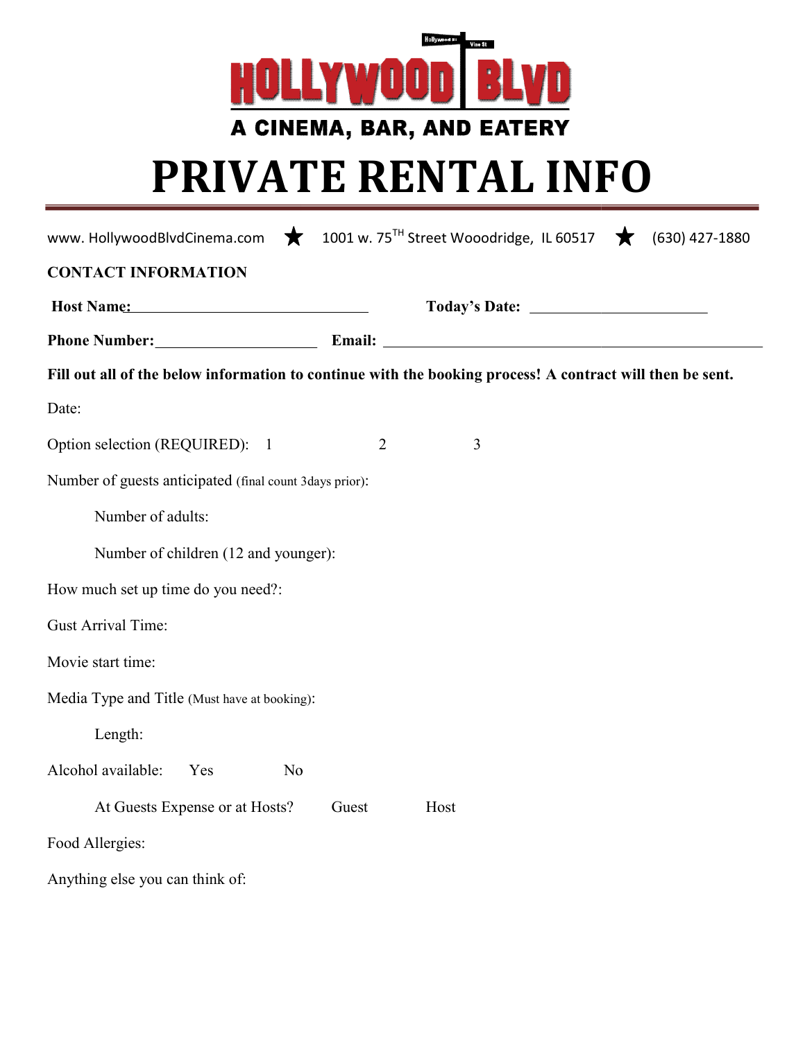# HOLLYWOOD BLVD

**A CINEMA, BAR, AND EATERY**

# PRIVATE RENTAL INFO

www. HollywoodBlvdCinema.com ★ 1001 w. 75TH Street Wooodridge, IL 60517 ★ (630) 427-1880

**CONTACT INFORMATION**

**Host Name:**_______________________________ **Today's Date:** ______________________

**Phone Number:**____________________ **Email:** __________________________________________________

**Fill out all of the below information to continue with the booking process! A contract will then be sent.**

Date:

Option selection (REQUIRED): 1 2 3

Number of guests anticipated (final count 3days prior):

Number of adults:

Number of children (12 and younger):

How much set up time do you need?:

Gust Arrival Time:

Movie start time:

Media Type and Title (Must have at booking):

Length:

Alcohol available: Yes No

At Guests Expense or at Hosts? Guest Host

Food Allergies:

Anything else you can think of: